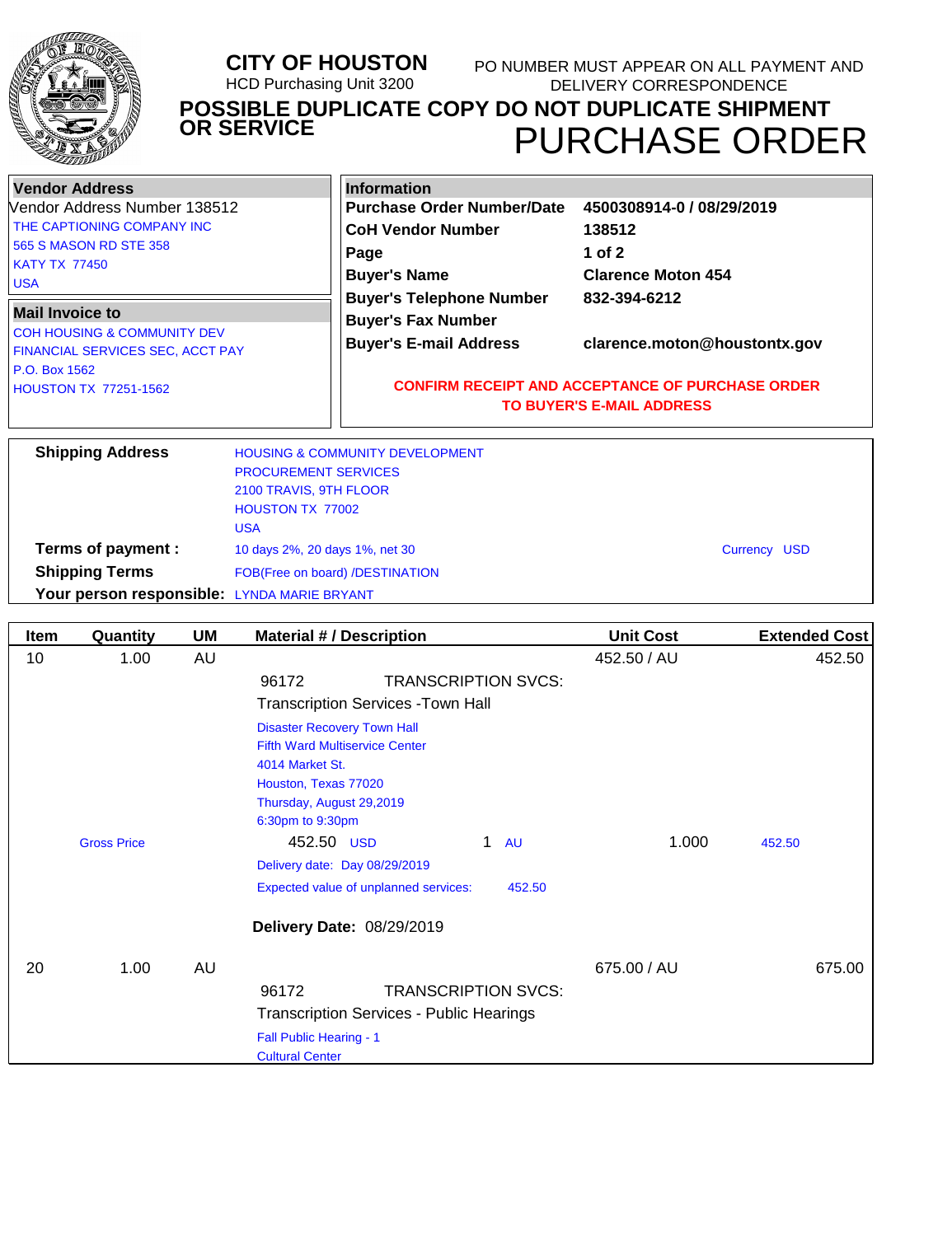# CITY OF HOUSTON

HCD Purchasing Unit 3200

PO NUMBER MUST APPEAR ON ALL PAYMENT AND DELIVERY CORRESPONDENCE

## POSSIBLE DUPLICATE COPY DO NOT DUPLICATE SHIPMENT OR SERVICE

# PURCHASE ORDER

| Vendor Address | Information | |
|---|---|---|
| Vendor Address Number 138512 | **Purchase Order Number/Date** | **4500308914-0 / 08/29/2019** |
| THE CAPTIONING COMPANY INC | **CoH Vendor Number** | **138512** |
| 565 S MASON RD STE 358 | **Page** | **1 of 2** |
| KATY TX 77450 | **Buyer's Name** | **Clarence Moton 454** |
| USA | **Buyer's Telephone Number** | **832-394-6212** |
| | **Buyer's Fax Number** | |
| | **Buyer's E-mail Address** | **clarence.moton@houstontx.gov** |

**Mail Invoice to**

COH HOUSING & COMMUNITY DEV
FINANCIAL SERVICES SEC, ACCT PAY
P.O. Box 1562
HOUSTON TX 77251-1562

**CONFIRM RECEIPT AND ACCEPTANCE OF PURCHASE ORDER TO BUYER'S E-MAIL ADDRESS**

**Shipping Address**
HOUSING & COMMUNITY DEVELOPMENT
PROCUREMENT SERVICES
2100 TRAVIS, 9TH FLOOR
HOUSTON TX 77002
USA

**Terms of payment :** 10 days 2%, 20 days 1%, net 30 — Currency USD

**Shipping Terms** FOB(Free on board) /DESTINATION

**Your person responsible:** LYNDA MARIE BRYANT

| Item | Quantity | UM | Material # / Description | Unit Cost | Extended Cost |
|---|---|---|---|---|---|
| 10 | 1.00 | AU | | 452.50 / AU | 452.50 |
| | | | 96172 TRANSCRIPTION SVCS: | | |
| | | | Transcription Services -Town Hall | | |
| | | | Disaster Recovery Town Hall<br>Fifth Ward Multiservice Center<br>4014 Market St.<br>Houston, Texas 77020<br>Thursday, August 29,2019<br>6:30pm to 9:30pm | | |
| | Gross Price | | 452.50 USD 1 AU | 1.000 | 452.50 |
| | | | Delivery date: Day 08/29/2019 | | |
| | | | Expected value of unplanned services: 452.50 | | |
| | | | **Delivery Date:** 08/29/2019 | | |
| 20 | 1.00 | AU | | 675.00 / AU | 675.00 |
| | | | 96172 TRANSCRIPTION SVCS: | | |
| | | | Transcription Services - Public Hearings | | |
| | | | Fall Public Hearing - 1<br>Cultural Center | | |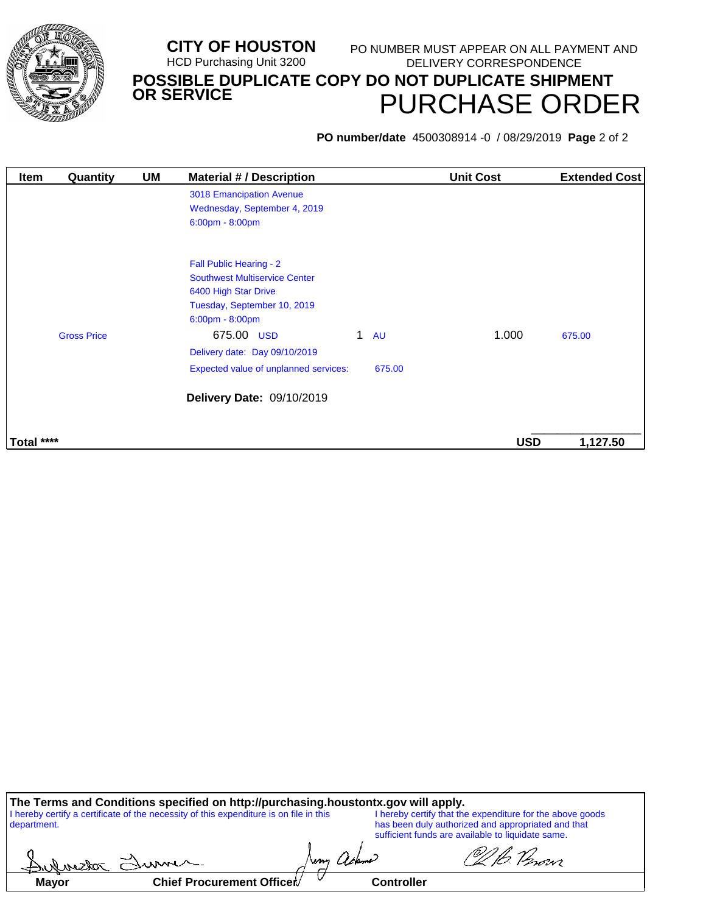**CITY OF HOUSTON**
HCD Purchasing Unit 3200

PO NUMBER MUST APPEAR ON ALL PAYMENT AND DELIVERY CORRESPONDENCE

**POSSIBLE DUPLICATE COPY DO NOT DUPLICATE SHIPMENT OR SERVICE**

# PURCHASE ORDER

**PO number/date** 4500308914 -0 / 08/29/2019

| Item | Quantity | UM | Material # / Description | Unit Cost | Extended Cost |
|---|---|---|---|---|---|
| | | | 3018 Emancipation Avenue<br>Wednesday, September 4, 2019<br>6:00pm - 8:00pm | | |
| | | | Fall Public Hearing - 2<br>Southwest Multiservice Center<br>6400 High Star Drive<br>Tuesday, September 10, 2019<br>6:00pm - 8:00pm | | |
| Gross Price | | | 675.00 USD &nbsp; 1 AU | 1.000 | 675.00 |
| | | | Delivery date: Day 09/10/2019 | | |
| | | | Expected value of unplanned services: 675.00 | | |
| | | | **Delivery Date:** 09/10/2019 | | |
| **Total \*\*\*\*** | | | | **USD** | **1,127.50** |

**The Terms and Conditions specified on http://purchasing.houstontx.gov will apply.**

I hereby certify a certificate of the necessity of this expenditure is on file in this department.

I hereby certify that the expenditure for the above goods has been duly authorized and appropriated and that sufficient funds are available to liquidate same.

**Mayor** &nbsp;&nbsp;&nbsp; **Chief Procurement Officer** &nbsp;&nbsp;&nbsp; **Controller**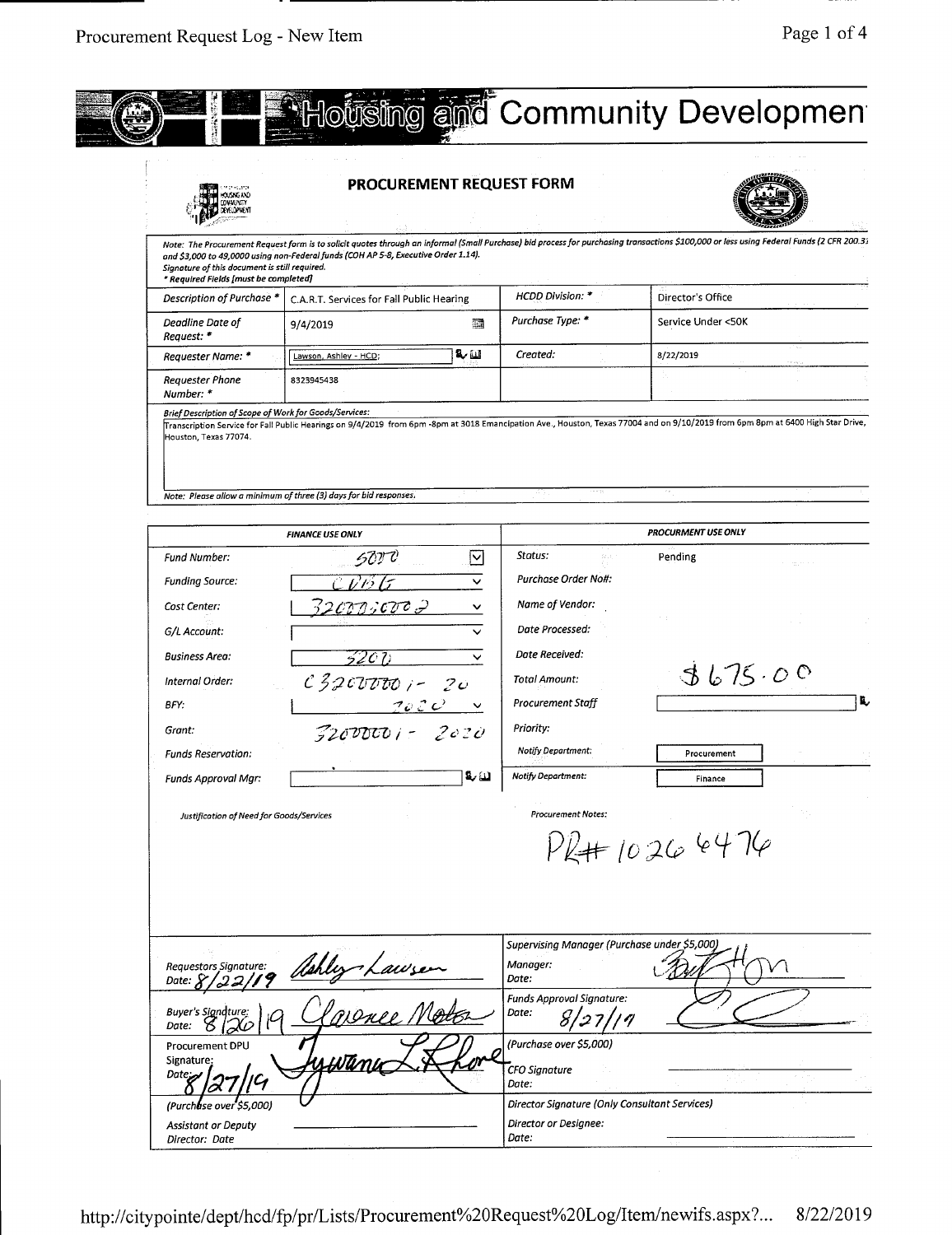# Housing and Community Developmen

## PROCUREMENT REQUEST FORM

*Note: The Procurement Request form is to solicit quotes through an informal (Small Purchase) bid process for purchasing transactions $100,000 or less using Federal Funds (2 CFR 200.3) and $3,000 to 49,0000 using non-Federal funds (COH AP 5-8, Executive Order 1.14). Signature of this document is still required.*
*** Required Fields [must be completed]*

| | | | |
|---|---|---|---|
| *Description of Purchase* * | C.A.R.T. Services for Fall Public Hearing | *HCDD Division:* * | Director's Office |
| *Deadline Date of Request:* * | 9/4/2019 | *Purchase Type:* * | Service Under <50K |
| *Requester Name:* * | Lawson, Ashley - HCD; | *Created:* | 8/22/2019 |
| *Requester Phone Number:* * | 8323945438 | | |

*Brief Description of Scope of Work for Goods/Services:*
Transcription Service for Fall Public Hearings on 9/4/2019 from 6pm -8pm at 3018 Emancipation Ave., Houston, Texas 77004 and on 9/10/2019 from 6pm 8pm at 6400 High Star Drive, Houston, Texas 77074.

*Note: Please allow a minimum of three (3) days for bid responses.*

| *FINANCE USE ONLY* | | *PROCURMENT USE ONLY* | |
|---|---|---|---|
| *Fund Number:* | 5000 | *Status:* | Pending |
| *Funding Source:* | CDBG | *Purchase Order No#:* | |
| *Cost Center:* | 3200010002 | *Name of Vendor:* | |
| *G/L Account:* | | *Date Processed:* | |
| *Business Area:* | 3200 | *Date Received:* | |
| *Internal Order:* | C32000001-20 | *Total Amount:* | $675.00 |
| *BFY:* | 2020 | *Procurement Staff* | |
| *Grant:* | 32000001-2020 | *Priority:* | |
| *Funds Reservation:* | | *Notify Department:* | Procurement |
| *Funds Approval Mgr:* | | *Notify Department:* | Finance |

*Justification of Need for Goods/Services*

*Procurement Notes:*
PR# 10264476

| | |
|---|---|
| *Requestors Signature:* Ashley Lawson *Date:* 8/22/19 | *Supervising Manager (Purchase under $5,000)* *Manager:* [signature] *Date:* |
| *Buyer's Signature:* Clarence Motes *Date:* 8/26/19 | *Funds Approval Signature:* [signature] *Date:* 8/27/19 |
| Procurement DPU Signature: [signature] *Date:* 8/27/19 *(Purchase over $5,000)* | *(Purchase over $5,000)* *CFO Signature* *Date:* |
| *Assistant or Deputy Director: Date* | *Director Signature (Only Consultant Services)* *Director or Designee:* *Date:* |

http://citypointe/dept/hcd/fp/pr/Lists/Procurement%20Request%20Log/Item/newifs.aspx?... 8/22/2019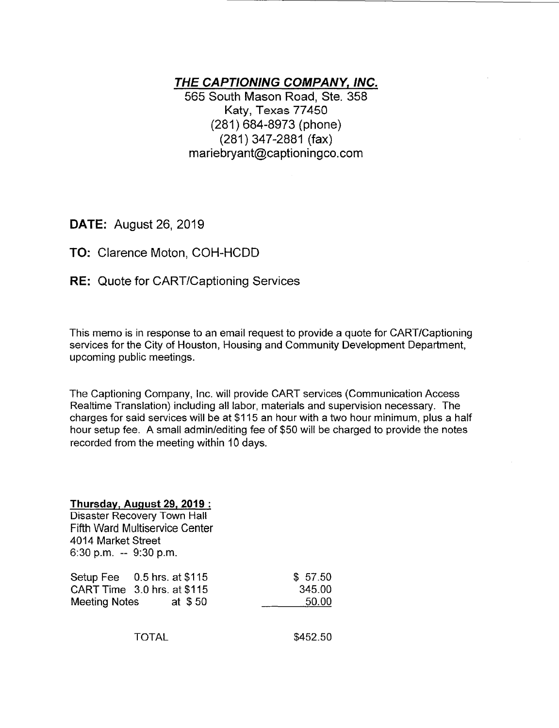# ***THE CAPTIONING COMPANY, INC.***

565 South Mason Road, Ste. 358
Katy, Texas 77450
(281) 684-8973 (phone)
(281) 347-2881 (fax)
mariebryant@captioningco.com

**DATE:** August 26, 2019

**TO:** Clarence Moton, COH-HCDD

**RE:** Quote for CART/Captioning Services

This memo is in response to an email request to provide a quote for CART/Captioning services for the City of Houston, Housing and Community Development Department, upcoming public meetings.

The Captioning Company, Inc. will provide CART services (Communication Access Realtime Translation) including all labor, materials and supervision necessary. The charges for said services will be at $115 an hour with a two hour minimum, plus a half hour setup fee. A small admin/editing fee of $50 will be charged to provide the notes recorded from the meeting within 10 days.

**Thursday, August 29, 2019 :**
Disaster Recovery Town Hall
Fifth Ward Multiservice Center
4014 Market Street
6:30 p.m. -- 9:30 p.m.

| | | |
|---|---|---|
| Setup Fee | 0.5 hrs. at $115 | $ 57.50 |
| CART Time | 3.0 hrs. at $115 | 345.00 |
| Meeting Notes | at $ 50 | 50.00 |
| TOTAL | | $452.50 |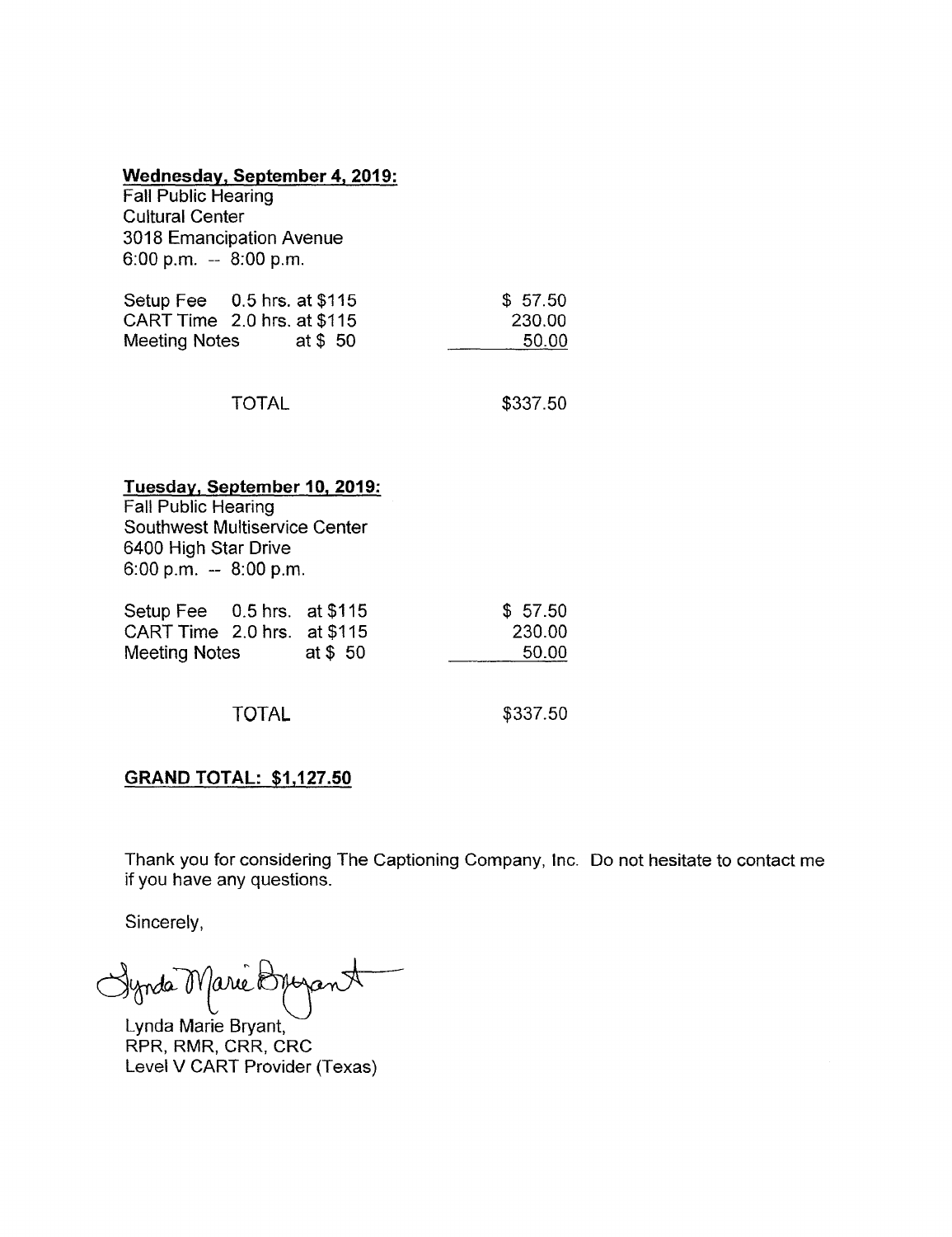**Wednesday, September 4, 2019:**
Fall Public Hearing
Cultural Center
3018 Emancipation Avenue
6:00 p.m. -- 8:00 p.m.

| | | | |
|---|---|---|---|
| Setup Fee | 0.5 hrs. | at $115 | $ 57.50 |
| CART Time | 2.0 hrs. | at $115 | 230.00 |
| Meeting Notes | | at $ 50 | 50.00 |
| | TOTAL | | $337.50 |

**Tuesday, September 10, 2019:**
Fall Public Hearing
Southwest Multiservice Center
6400 High Star Drive
6:00 p.m. -- 8:00 p.m.

| | | | |
|---|---|---|---|
| Setup Fee | 0.5 hrs. | at $115 | $ 57.50 |
| CART Time | 2.0 hrs. | at $115 | 230.00 |
| Meeting Notes | | at $ 50 | 50.00 |
| | TOTAL | | $337.50 |

**GRAND TOTAL: $1,127.50**

Thank you for considering The Captioning Company, Inc. Do not hesitate to contact me if you have any questions.

Sincerely,

Lynda Marie Bryant

Lynda Marie Bryant,
RPR, RMR, CRR, CRC
Level V CART Provider (Texas)